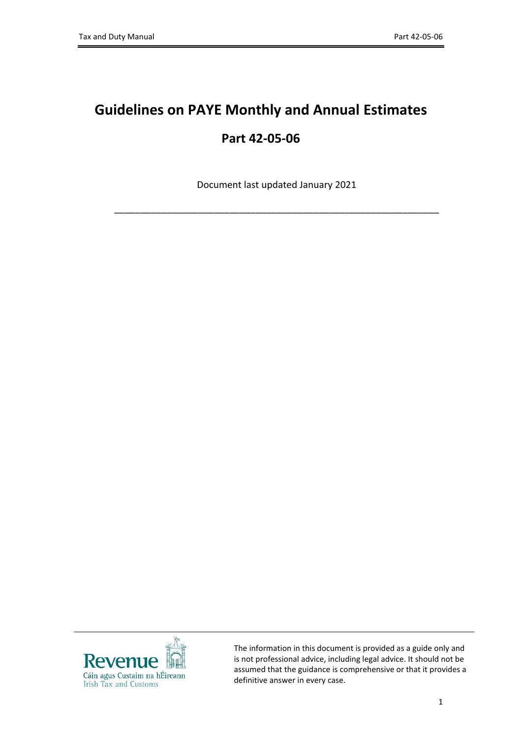# Guidelines on PAYE Monthly and Annual Estimates

## Part 42-05-06

Document last updated January 2021

---

The information in this document is provided as a guide only and is not professional advice, including legal advice. It should not be assumed that the guidance is comprehensive or that it provides a definitive answer in every case.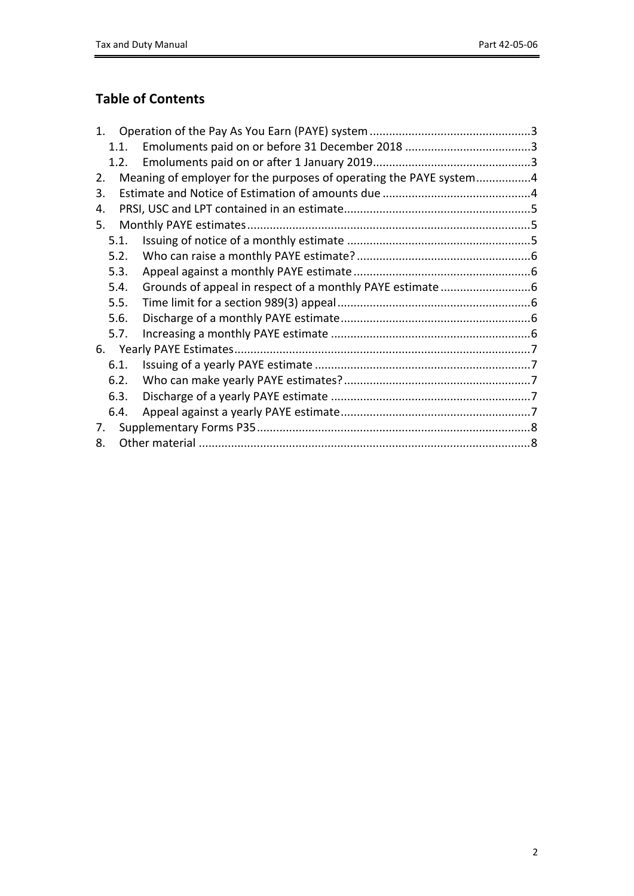## Table of Contents

1. Operation of the Pay As You Earn (PAYE) system ..... 3
   - 1.1. Emoluments paid on or before 31 December 2018 ..... 3
   - 1.2. Emoluments paid on or after 1 January 2019 ..... 3
2. Meaning of employer for the purposes of operating the PAYE system ..... 4
3. Estimate and Notice of Estimation of amounts due ..... 4
4. PRSI, USC and LPT contained in an estimate ..... 5
5. Monthly PAYE estimates ..... 5
   - 5.1. Issuing of notice of a monthly estimate ..... 5
   - 5.2. Who can raise a monthly PAYE estimate? ..... 6
   - 5.3. Appeal against a monthly PAYE estimate ..... 6
   - 5.4. Grounds of appeal in respect of a monthly PAYE estimate ..... 6
   - 5.5. Time limit for a section 989(3) appeal ..... 6
   - 5.6. Discharge of a monthly PAYE estimate ..... 6
   - 5.7. Increasing a monthly PAYE estimate ..... 6
6. Yearly PAYE Estimates ..... 7
   - 6.1. Issuing of a yearly PAYE estimate ..... 7
   - 6.2. Who can make yearly PAYE estimates? ..... 7
   - 6.3. Discharge of a yearly PAYE estimate ..... 7
   - 6.4. Appeal against a yearly PAYE estimate ..... 7
7. Supplementary Forms P35 ..... 8
8. Other material ..... 8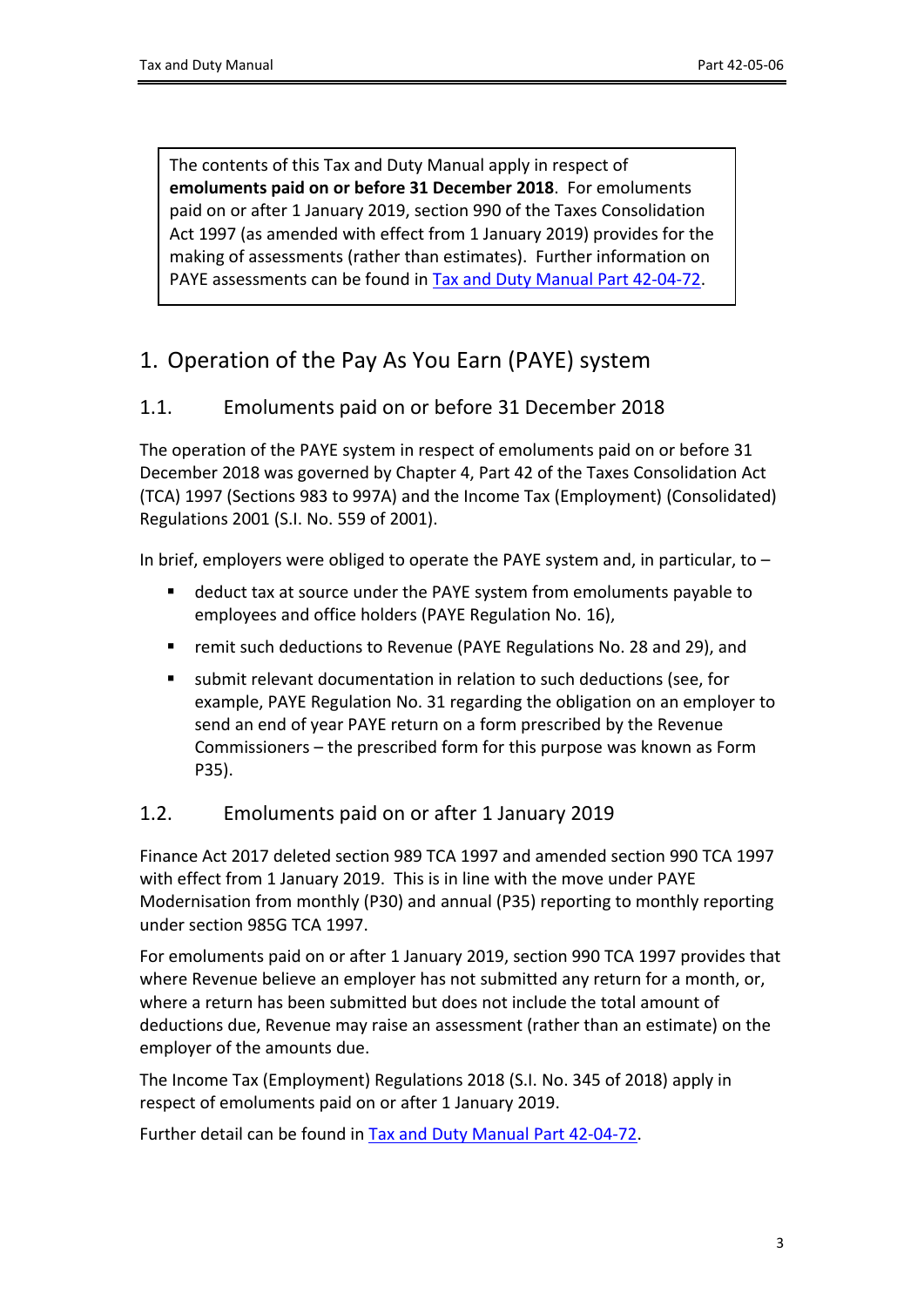> The contents of this Tax and Duty Manual apply in respect of **emoluments paid on or before 31 December 2018**. For emoluments paid on or after 1 January 2019, section 990 of the Taxes Consolidation Act 1997 (as amended with effect from 1 January 2019) provides for the making of assessments (rather than estimates). Further information on PAYE assessments can be found in [Tax and Duty Manual Part 42-04-72](#).

# 1. Operation of the Pay As You Earn (PAYE) system

## 1.1. Emoluments paid on or before 31 December 2018

The operation of the PAYE system in respect of emoluments paid on or before 31 December 2018 was governed by Chapter 4, Part 42 of the Taxes Consolidation Act (TCA) 1997 (Sections 983 to 997A) and the Income Tax (Employment) (Consolidated) Regulations 2001 (S.I. No. 559 of 2001).

In brief, employers were obliged to operate the PAYE system and, in particular, to –

- deduct tax at source under the PAYE system from emoluments payable to employees and office holders (PAYE Regulation No. 16),
- remit such deductions to Revenue (PAYE Regulations No. 28 and 29), and
- submit relevant documentation in relation to such deductions (see, for example, PAYE Regulation No. 31 regarding the obligation on an employer to send an end of year PAYE return on a form prescribed by the Revenue Commissioners – the prescribed form for this purpose was known as Form P35).

## 1.2. Emoluments paid on or after 1 January 2019

Finance Act 2017 deleted section 989 TCA 1997 and amended section 990 TCA 1997 with effect from 1 January 2019. This is in line with the move under PAYE Modernisation from monthly (P30) and annual (P35) reporting to monthly reporting under section 985G TCA 1997.

For emoluments paid on or after 1 January 2019, section 990 TCA 1997 provides that where Revenue believe an employer has not submitted any return for a month, or, where a return has been submitted but does not include the total amount of deductions due, Revenue may raise an assessment (rather than an estimate) on the employer of the amounts due.

The Income Tax (Employment) Regulations 2018 (S.I. No. 345 of 2018) apply in respect of emoluments paid on or after 1 January 2019.

Further detail can be found in [Tax and Duty Manual Part 42-04-72](#).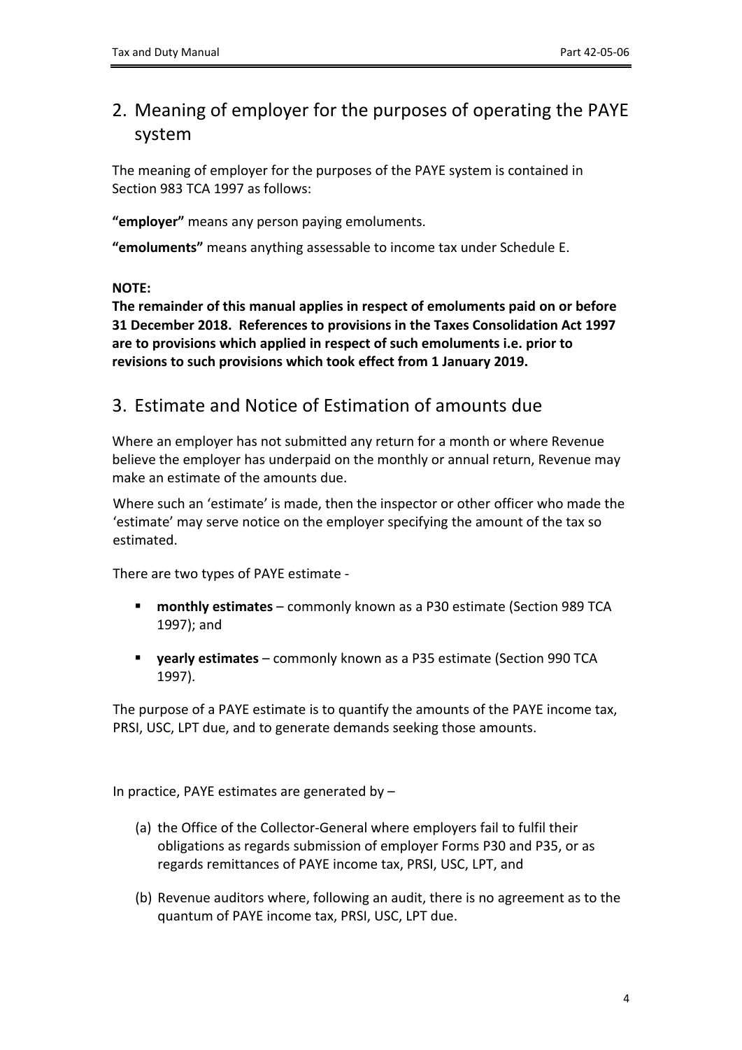## 2. Meaning of employer for the purposes of operating the PAYE system

The meaning of employer for the purposes of the PAYE system is contained in Section 983 TCA 1997 as follows:

**"employer"** means any person paying emoluments.

**"emoluments"** means anything assessable to income tax under Schedule E.

**NOTE:**
**The remainder of this manual applies in respect of emoluments paid on or before 31 December 2018. References to provisions in the Taxes Consolidation Act 1997 are to provisions which applied in respect of such emoluments i.e. prior to revisions to such provisions which took effect from 1 January 2019.**

## 3. Estimate and Notice of Estimation of amounts due

Where an employer has not submitted any return for a month or where Revenue believe the employer has underpaid on the monthly or annual return, Revenue may make an estimate of the amounts due.

Where such an 'estimate' is made, then the inspector or other officer who made the 'estimate' may serve notice on the employer specifying the amount of the tax so estimated.

There are two types of PAYE estimate -

- **monthly estimates** – commonly known as a P30 estimate (Section 989 TCA 1997); and
- **yearly estimates** – commonly known as a P35 estimate (Section 990 TCA 1997).

The purpose of a PAYE estimate is to quantify the amounts of the PAYE income tax, PRSI, USC, LPT due, and to generate demands seeking those amounts.

In practice, PAYE estimates are generated by –

(a) the Office of the Collector-General where employers fail to fulfil their obligations as regards submission of employer Forms P30 and P35, or as regards remittances of PAYE income tax, PRSI, USC, LPT, and

(b) Revenue auditors where, following an audit, there is no agreement as to the quantum of PAYE income tax, PRSI, USC, LPT due.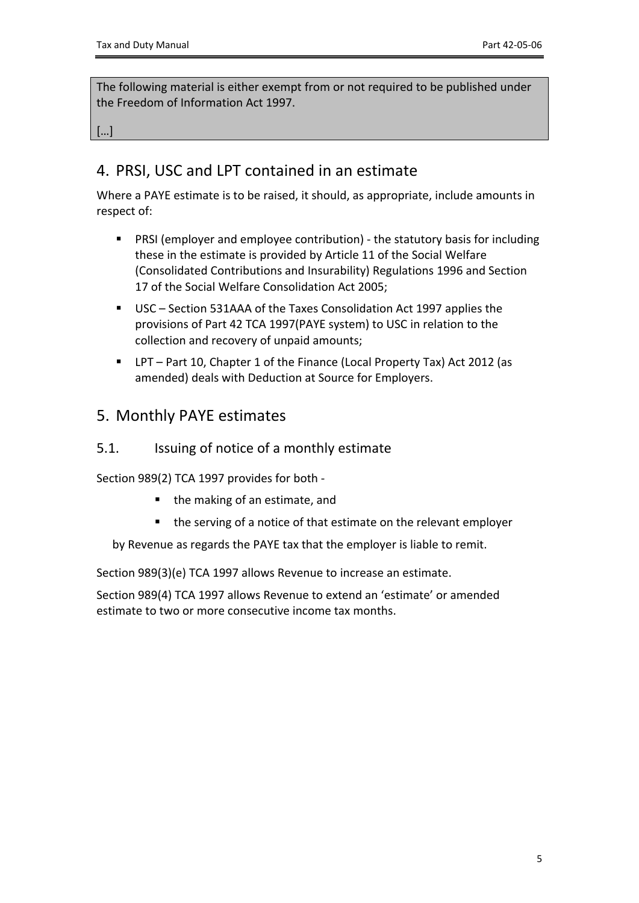> The following material is either exempt from or not required to be published under the Freedom of Information Act 1997.
>
> […]

## 4. PRSI, USC and LPT contained in an estimate

Where a PAYE estimate is to be raised, it should, as appropriate, include amounts in respect of:

- PRSI (employer and employee contribution) - the statutory basis for including these in the estimate is provided by Article 11 of the Social Welfare (Consolidated Contributions and Insurability) Regulations 1996 and Section 17 of the Social Welfare Consolidation Act 2005;
- USC – Section 531AAA of the Taxes Consolidation Act 1997 applies the provisions of Part 42 TCA 1997(PAYE system) to USC in relation to the collection and recovery of unpaid amounts;
- LPT – Part 10, Chapter 1 of the Finance (Local Property Tax) Act 2012 (as amended) deals with Deduction at Source for Employers.

## 5. Monthly PAYE estimates

### 5.1. Issuing of notice of a monthly estimate

Section 989(2) TCA 1997 provides for both -

- the making of an estimate, and
- the serving of a notice of that estimate on the relevant employer

by Revenue as regards the PAYE tax that the employer is liable to remit.

Section 989(3)(e) TCA 1997 allows Revenue to increase an estimate.

Section 989(4) TCA 1997 allows Revenue to extend an 'estimate' or amended estimate to two or more consecutive income tax months.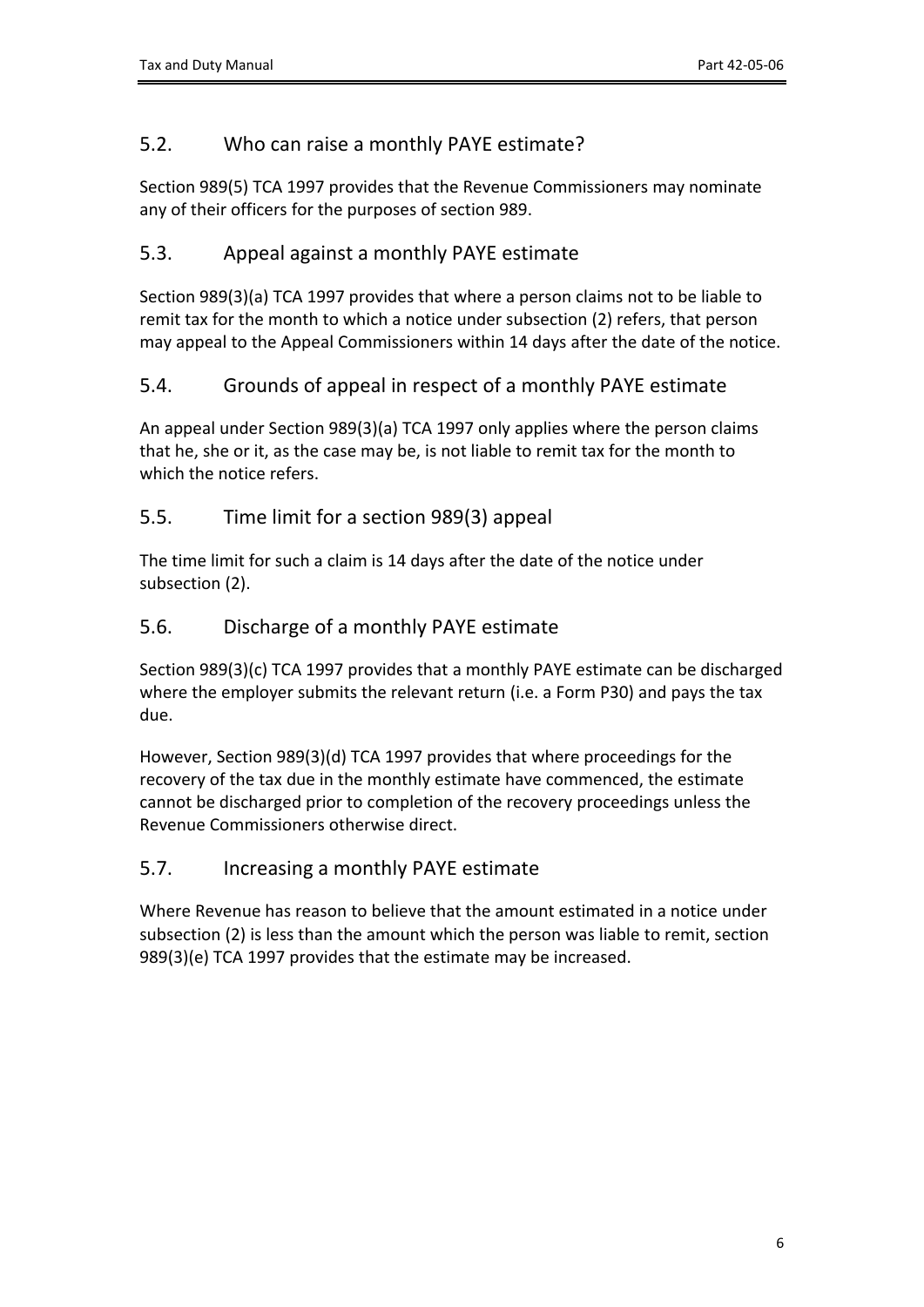## 5.2. Who can raise a monthly PAYE estimate?

Section 989(5) TCA 1997 provides that the Revenue Commissioners may nominate any of their officers for the purposes of section 989.

## 5.3. Appeal against a monthly PAYE estimate

Section 989(3)(a) TCA 1997 provides that where a person claims not to be liable to remit tax for the month to which a notice under subsection (2) refers, that person may appeal to the Appeal Commissioners within 14 days after the date of the notice.

## 5.4. Grounds of appeal in respect of a monthly PAYE estimate

An appeal under Section 989(3)(a) TCA 1997 only applies where the person claims that he, she or it, as the case may be, is not liable to remit tax for the month to which the notice refers.

## 5.5. Time limit for a section 989(3) appeal

The time limit for such a claim is 14 days after the date of the notice under subsection (2).

## 5.6. Discharge of a monthly PAYE estimate

Section 989(3)(c) TCA 1997 provides that a monthly PAYE estimate can be discharged where the employer submits the relevant return (i.e. a Form P30) and pays the tax due.

However, Section 989(3)(d) TCA 1997 provides that where proceedings for the recovery of the tax due in the monthly estimate have commenced, the estimate cannot be discharged prior to completion of the recovery proceedings unless the Revenue Commissioners otherwise direct.

## 5.7. Increasing a monthly PAYE estimate

Where Revenue has reason to believe that the amount estimated in a notice under subsection (2) is less than the amount which the person was liable to remit, section 989(3)(e) TCA 1997 provides that the estimate may be increased.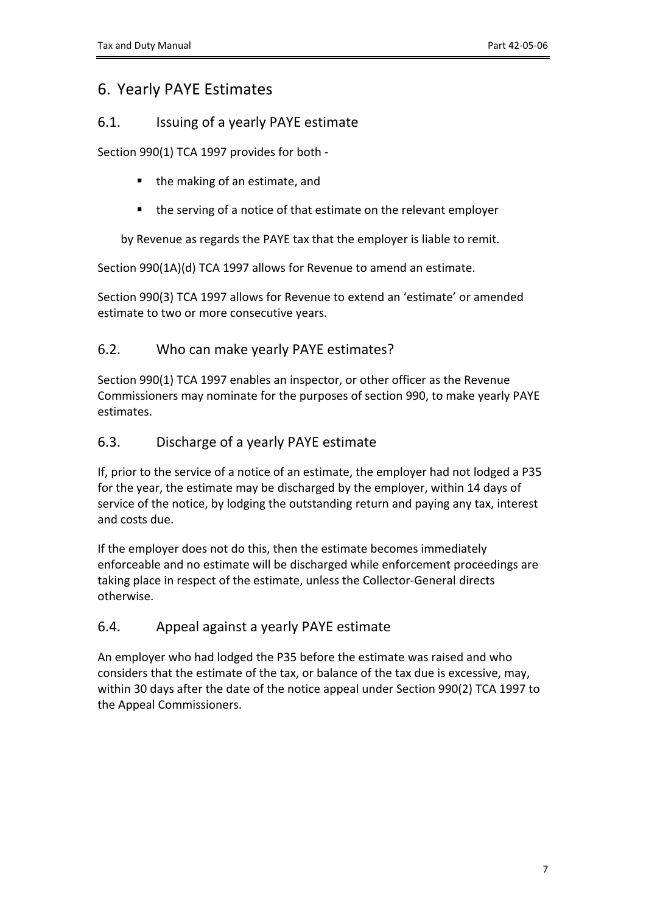# 6. Yearly PAYE Estimates

## 6.1. Issuing of a yearly PAYE estimate

Section 990(1) TCA 1997 provides for both -

- the making of an estimate, and
- the serving of a notice of that estimate on the relevant employer

by Revenue as regards the PAYE tax that the employer is liable to remit.

Section 990(1A)(d) TCA 1997 allows for Revenue to amend an estimate.

Section 990(3) TCA 1997 allows for Revenue to extend an 'estimate' or amended estimate to two or more consecutive years.

## 6.2. Who can make yearly PAYE estimates?

Section 990(1) TCA 1997 enables an inspector, or other officer as the Revenue Commissioners may nominate for the purposes of section 990, to make yearly PAYE estimates.

## 6.3. Discharge of a yearly PAYE estimate

If, prior to the service of a notice of an estimate, the employer had not lodged a P35 for the year, the estimate may be discharged by the employer, within 14 days of service of the notice, by lodging the outstanding return and paying any tax, interest and costs due.

If the employer does not do this, then the estimate becomes immediately enforceable and no estimate will be discharged while enforcement proceedings are taking place in respect of the estimate, unless the Collector-General directs otherwise.

## 6.4. Appeal against a yearly PAYE estimate

An employer who had lodged the P35 before the estimate was raised and who considers that the estimate of the tax, or balance of the tax due is excessive, may, within 30 days after the date of the notice appeal under Section 990(2) TCA 1997 to the Appeal Commissioners.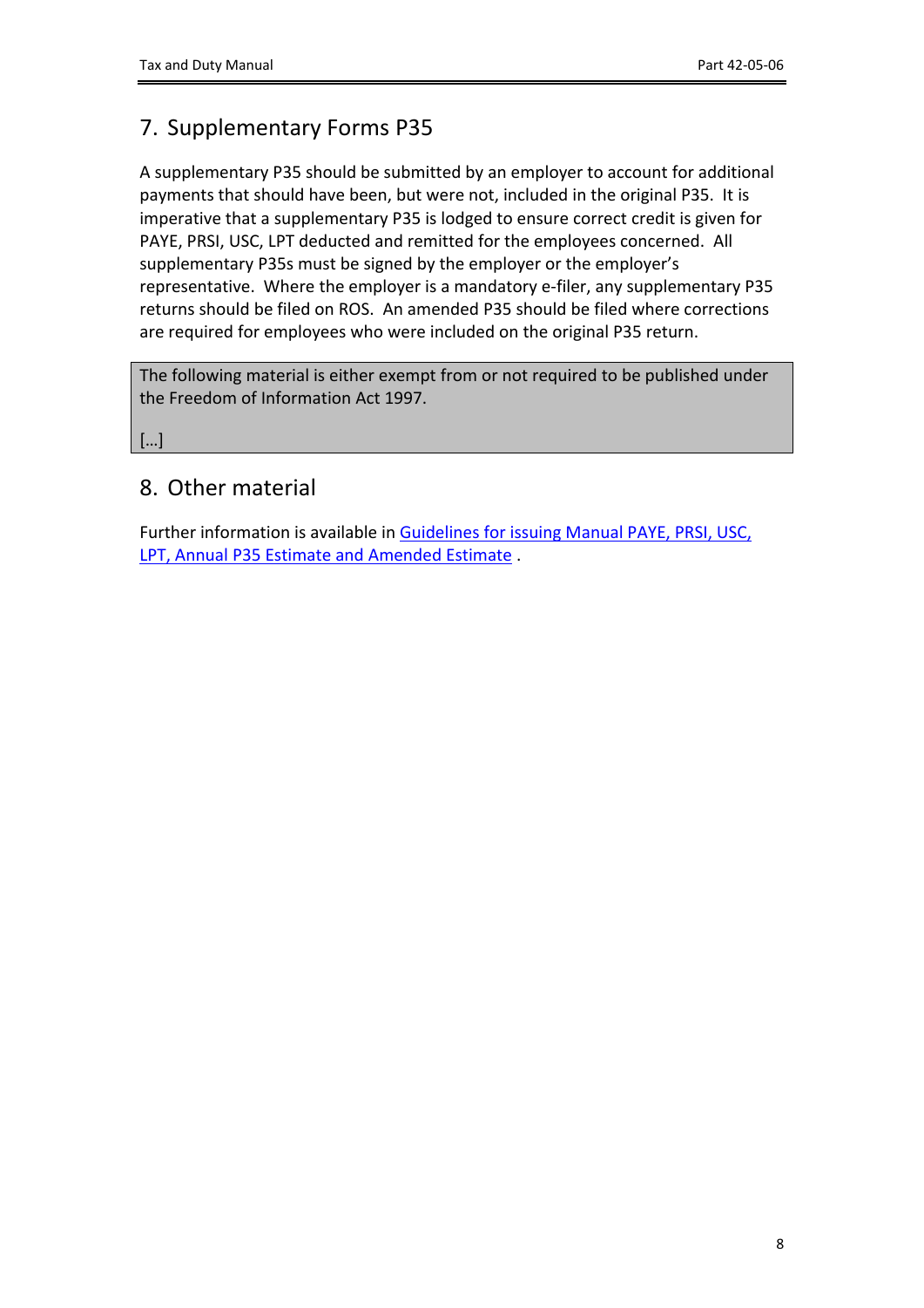## 7. Supplementary Forms P35

A supplementary P35 should be submitted by an employer to account for additional payments that should have been, but were not, included in the original P35. It is imperative that a supplementary P35 is lodged to ensure correct credit is given for PAYE, PRSI, USC, LPT deducted and remitted for the employees concerned. All supplementary P35s must be signed by the employer or the employer's representative. Where the employer is a mandatory e-filer, any supplementary P35 returns should be filed on ROS. An amended P35 should be filed where corrections are required for employees who were included on the original P35 return.

> The following material is either exempt from or not required to be published under the Freedom of Information Act 1997.
>
> […]

## 8. Other material

Further information is available in Guidelines for issuing Manual PAYE, PRSI, USC, LPT, Annual P35 Estimate and Amended Estimate .